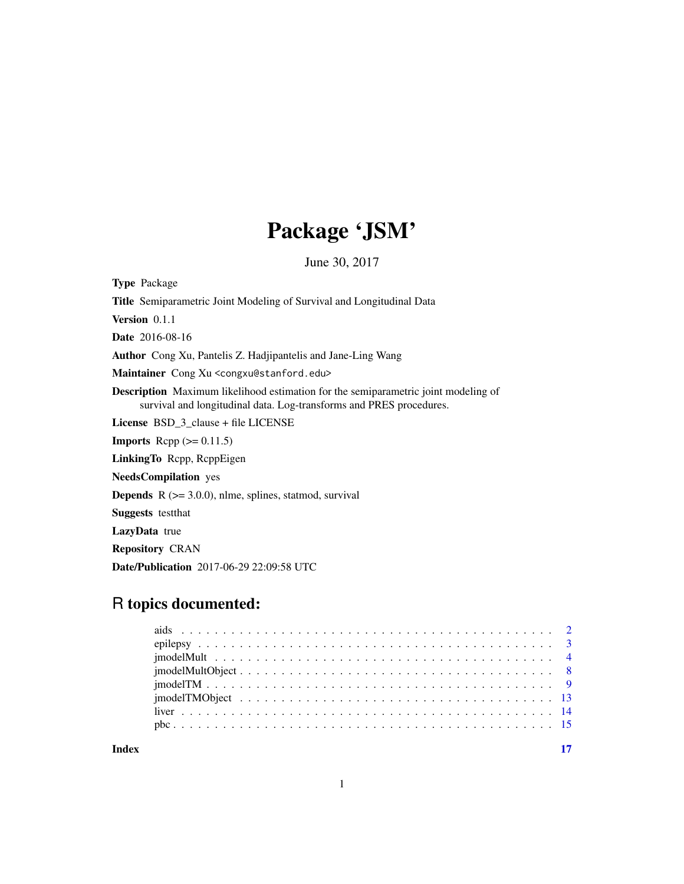# Package 'JSM'

June 30, 2017

**Type** Package

**Title** Semiparametric Joint Modeling of Survival and Longitudinal Data

**Version** 0.1.1

**Date** 2016-08-16

**Author** Cong Xu, Pantelis Z. Hadjipantelis and Jane-Ling Wang

**Maintainer** Cong Xu <congxu@stanford.edu>

**Description** Maximum likelihood estimation for the semiparametric joint modeling of survival and longitudinal data. Log-transforms and PRES procedures.

**License** BSD_3_clause + file LICENSE

**Imports** Rcpp (>= 0.11.5)

**LinkingTo** Rcpp, RcppEigen

**NeedsCompilation** yes

**Depends** R (>= 3.0.0), nlme, splines, statmod, survival

**Suggests** testthat

**LazyData** true

**Repository** CRAN

**Date/Publication** 2017-06-29 22:09:58 UTC

## R topics documented:

- aids . . . . . . . . . . . . . . . . . . . . . . . . . . . . . . . . . . . . . . . . . . . 2
- epilepsy . . . . . . . . . . . . . . . . . . . . . . . . . . . . . . . . . . . . . . . . . . 3
- jmodelMult . . . . . . . . . . . . . . . . . . . . . . . . . . . . . . . . . . . . . . . . 4
- jmodelMultObject . . . . . . . . . . . . . . . . . . . . . . . . . . . . . . . . . . . . 8
- jmodelTM . . . . . . . . . . . . . . . . . . . . . . . . . . . . . . . . . . . . . . . . 9
- jmodelTMObject . . . . . . . . . . . . . . . . . . . . . . . . . . . . . . . . . . . . 13
- liver . . . . . . . . . . . . . . . . . . . . . . . . . . . . . . . . . . . . . . . . . . . 14
- pbc . . . . . . . . . . . . . . . . . . . . . . . . . . . . . . . . . . . . . . . . . . . . 15

**Index** **17**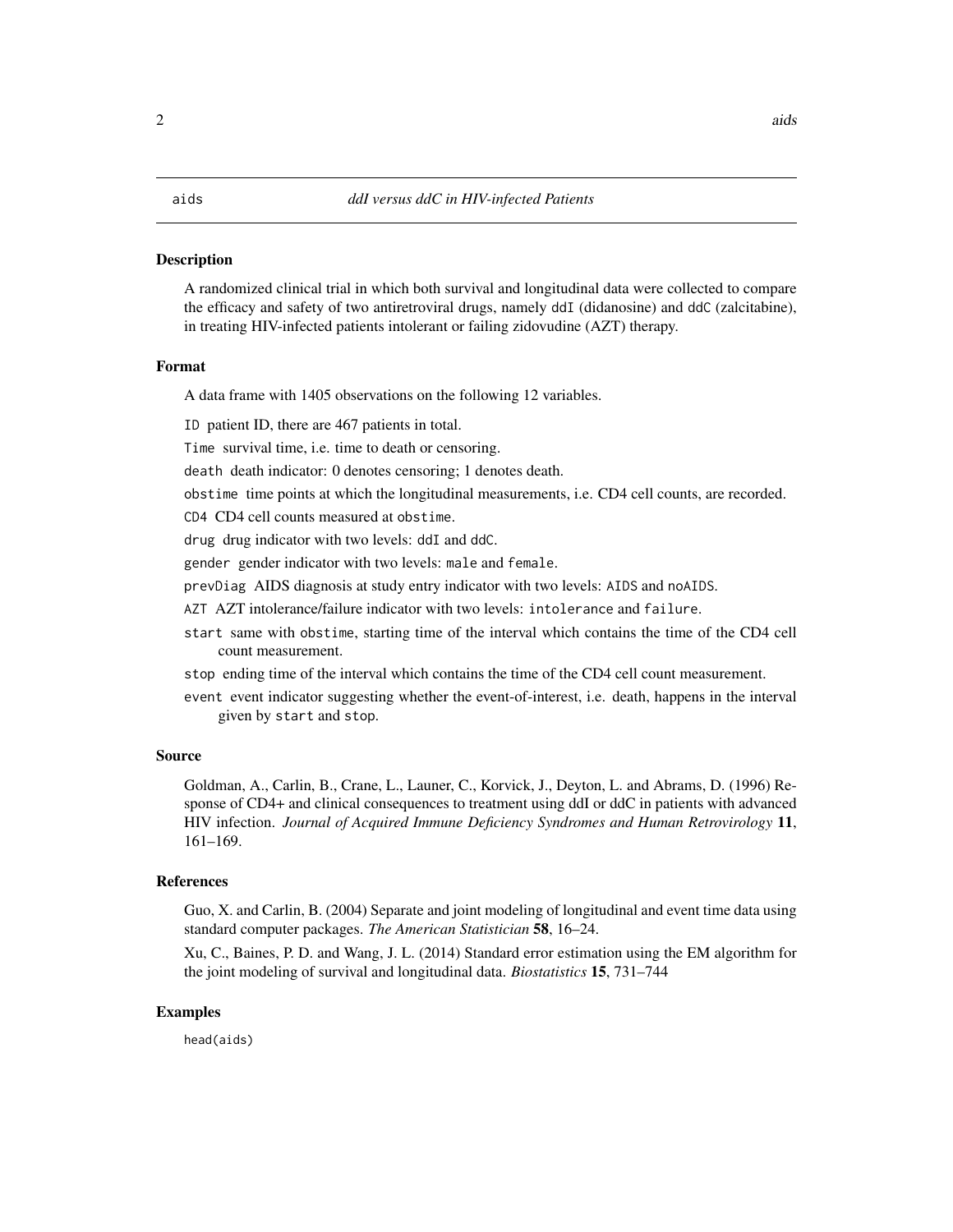aids *ddI versus ddC in HIV-infected Patients*

## Description

A randomized clinical trial in which both survival and longitudinal data were collected to compare the efficacy and safety of two antiretroviral drugs, namely ddI (didanosine) and ddC (zalcitabine), in treating HIV-infected patients intolerant or failing zidovudine (AZT) therapy.

## Format

A data frame with 1405 observations on the following 12 variables.

- `ID` patient ID, there are 467 patients in total.
- `Time` survival time, i.e. time to death or censoring.
- `death` death indicator: 0 denotes censoring; 1 denotes death.
- `obstime` time points at which the longitudinal measurements, i.e. CD4 cell counts, are recorded.
- `CD4` CD4 cell counts measured at `obstime`.
- `drug` drug indicator with two levels: `ddI` and `ddC`.
- `gender` gender indicator with two levels: `male` and `female`.
- `prevDiag` AIDS diagnosis at study entry indicator with two levels: `AIDS` and `noAIDS`.
- `AZT` AZT intolerance/failure indicator with two levels: `intolerance` and `failure`.
- `start` same with `obstime`, starting time of the interval which contains the time of the CD4 cell count measurement.
- `stop` ending time of the interval which contains the time of the CD4 cell count measurement.
- `event` event indicator suggesting whether the event-of-interest, i.e. death, happens in the interval given by `start` and `stop`.

## Source

Goldman, A., Carlin, B., Crane, L., Launer, C., Korvick, J., Deyton, L. and Abrams, D. (1996) Response of CD4+ and clinical consequences to treatment using ddI or ddC in patients with advanced HIV infection. *Journal of Acquired Immune Deficiency Syndromes and Human Retrovirology* **11**, 161–169.

## References

Guo, X. and Carlin, B. (2004) Separate and joint modeling of longitudinal and event time data using standard computer packages. *The American Statistician* **58**, 16–24.

Xu, C., Baines, P. D. and Wang, J. L. (2014) Standard error estimation using the EM algorithm for the joint modeling of survival and longitudinal data. *Biostatistics* **15**, 731–744

## Examples

```
head(aids)
```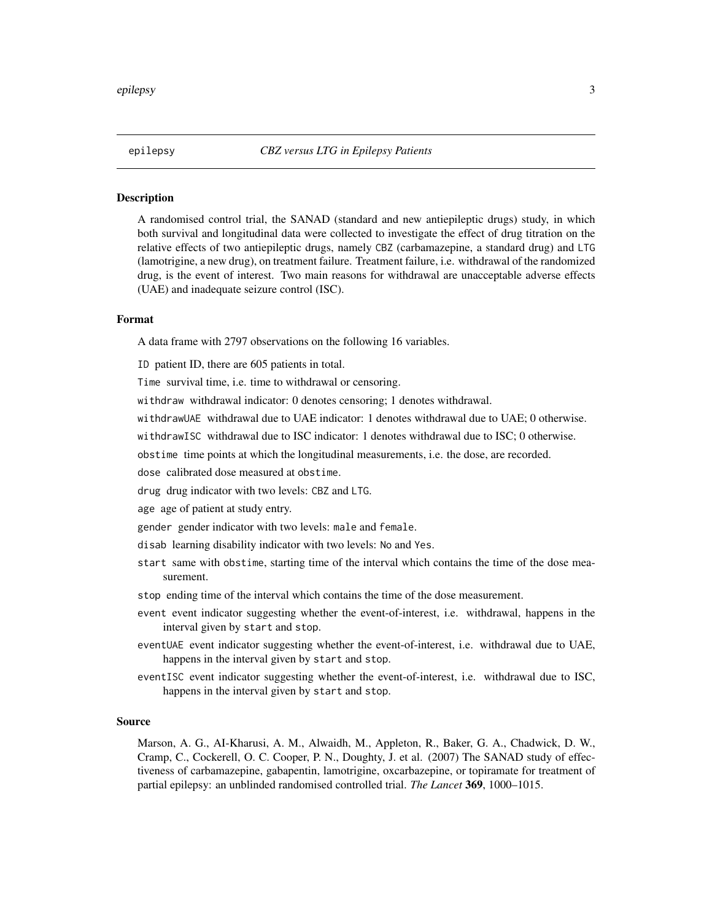`epilepsy` *CBZ versus LTG in Epilepsy Patients*

## Description

A randomised control trial, the SANAD (standard and new antiepileptic drugs) study, in which both survival and longitudinal data were collected to investigate the effect of drug titration on the relative effects of two antiepileptic drugs, namely `CBZ` (carbamazepine, a standard drug) and `LTG` (lamotrigine, a new drug), on treatment failure. Treatment failure, i.e. withdrawal of the randomized drug, is the event of interest. Two main reasons for withdrawal are unacceptable adverse effects (UAE) and inadequate seizure control (ISC).

## Format

A data frame with 2797 observations on the following 16 variables.

- `ID` patient ID, there are 605 patients in total.
- `Time` survival time, i.e. time to withdrawal or censoring.
- `withdraw` withdrawal indicator: 0 denotes censoring; 1 denotes withdrawal.
- `withdrawUAE` withdrawal due to UAE indicator: 1 denotes withdrawal due to UAE; 0 otherwise.
- `withdrawISC` withdrawal due to ISC indicator: 1 denotes withdrawal due to ISC; 0 otherwise.
- `obstime` time points at which the longitudinal measurements, i.e. the dose, are recorded.
- `dose` calibrated dose measured at `obstime`.
- `drug` drug indicator with two levels: `CBZ` and `LTG`.
- `age` age of patient at study entry.
- `gender` gender indicator with two levels: `male` and `female`.
- `disab` learning disability indicator with two levels: `No` and `Yes`.
- `start` same with `obstime`, starting time of the interval which contains the time of the dose measurement.
- `stop` ending time of the interval which contains the time of the dose measurement.
- `event` event indicator suggesting whether the event-of-interest, i.e. withdrawal, happens in the interval given by `start` and `stop`.
- `eventUAE` event indicator suggesting whether the event-of-interest, i.e. withdrawal due to UAE, happens in the interval given by `start` and `stop`.
- `eventISC` event indicator suggesting whether the event-of-interest, i.e. withdrawal due to ISC, happens in the interval given by `start` and `stop`.

## Source

Marson, A. G., AI-Kharusi, A. M., Alwaidh, M., Appleton, R., Baker, G. A., Chadwick, D. W., Cramp, C., Cockerell, O. C. Cooper, P. N., Doughty, J. et al. (2007) The SANAD study of effectiveness of carbamazepine, gabapentin, lamotrigine, oxcarbazepine, or topiramate for treatment of partial epilepsy: an unblinded randomised controlled trial. *The Lancet* **369**, 1000–1015.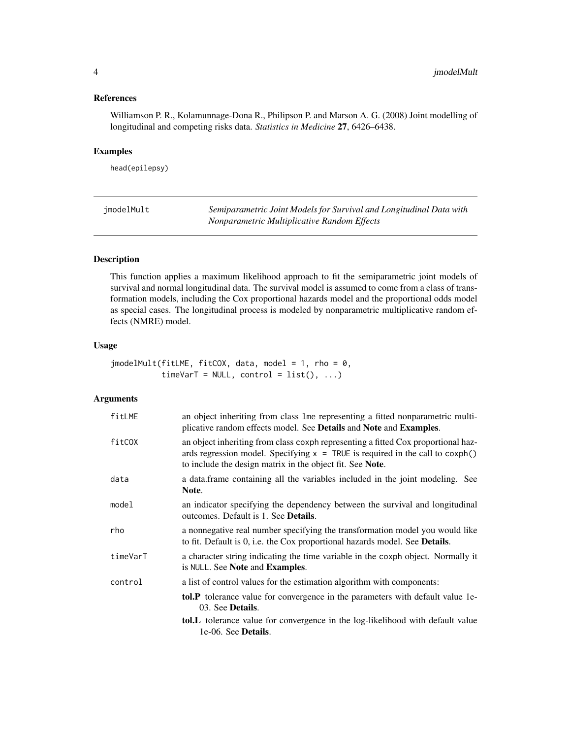## References

Williamson P. R., Kolamunnage-Dona R., Philipson P. and Marson A. G. (2008) Joint modelling of longitudinal and competing risks data. *Statistics in Medicine* **27**, 6426–6438.

## Examples

```
head(epilepsy)
```

---

# jmodelMult — *Semiparametric Joint Models for Survival and Longitudinal Data with Nonparametric Multiplicative Random Effects*

## Description

This function applies a maximum likelihood approach to fit the semiparametric joint models of survival and normal longitudinal data. The survival model is assumed to come from a class of transformation models, including the Cox proportional hazards model and the proportional odds model as special cases. The longitudinal process is modeled by nonparametric multiplicative random effects (NMRE) model.

## Usage

```
jmodelMult(fitLME, fitCOX, data, model = 1, rho = 0,
           timeVarT = NULL, control = list(), ...)
```

## Arguments

| Argument | Description |
|---|---|
| `fitLME` | an object inheriting from class `lme` representing a fitted nonparametric multiplicative random effects model. See **Details** and **Note** and **Examples**. |
| `fitCOX` | an object inheriting from class `coxph` representing a fitted Cox proportional hazards regression model. Specifying `x = TRUE` is required in the call to `coxph()` to include the design matrix in the object fit. See **Note**. |
| `data` | a data.frame containing all the variables included in the joint modeling. See **Note**. |
| `model` | an indicator specifying the dependency between the survival and longitudinal outcomes. Default is 1. See **Details**. |
| `rho` | a nonnegative real number specifying the transformation model you would like to fit. Default is 0, i.e. the Cox proportional hazards model. See **Details**. |
| `timeVarT` | a character string indicating the time variable in the `coxph` object. Normally it is `NULL`. See **Note** and **Examples**. |
| `control` | a list of control values for the estimation algorithm with components:<br>**tol.P** tolerance value for convergence in the parameters with default value 1e-03. See **Details**.<br>**tol.L** tolerance value for convergence in the log-likelihood with default value 1e-06. See **Details**. |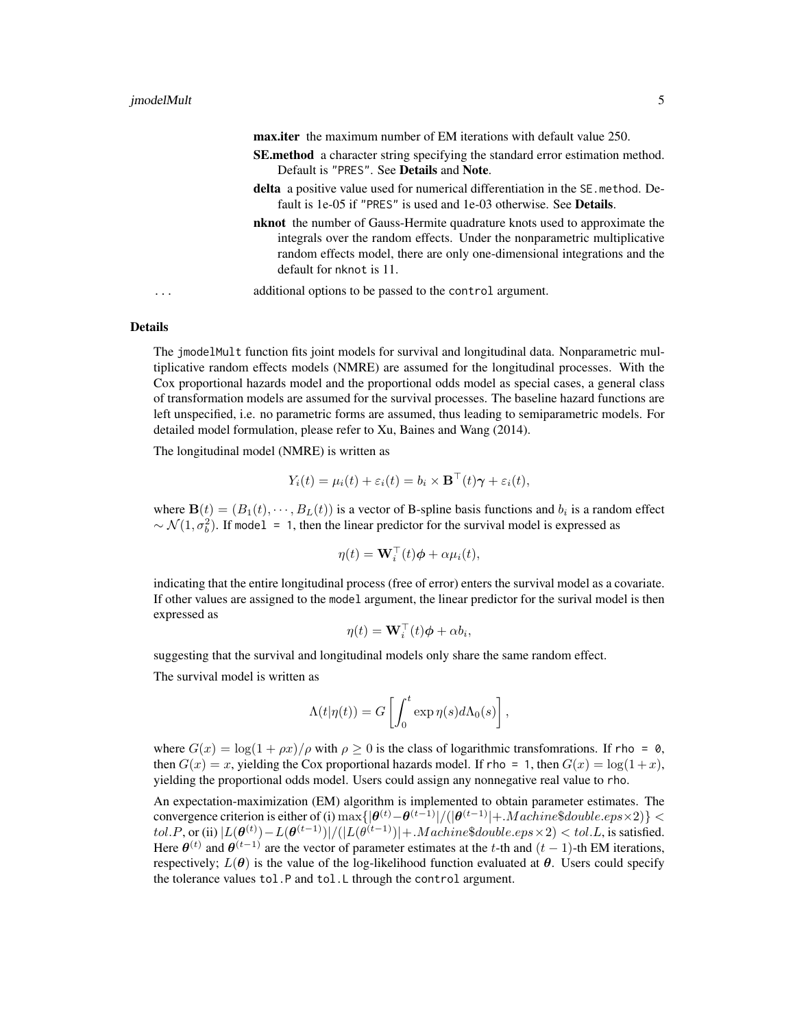**max.iter** the maximum number of EM iterations with default value 250.

**SE.method** a character string specifying the standard error estimation method. Default is "PRES". See **Details** and **Note**.

**delta** a positive value used for numerical differentiation in the SE.method. Default is 1e-05 if "PRES" is used and 1e-03 otherwise. See **Details**.

**nknot** the number of Gauss-Hermite quadrature knots used to approximate the integrals over the random effects. Under the nonparametric multiplicative random effects model, there are only one-dimensional integrations and the default for nknot is 11.

... additional options to be passed to the control argument.

### Details

The jmodelMult function fits joint models for survival and longitudinal data. Nonparametric multiplicative random effects models (NMRE) are assumed for the longitudinal processes. With the Cox proportional hazards model and the proportional odds model as special cases, a general class of transformation models are assumed for the survival processes. The baseline hazard functions are left unspecified, i.e. no parametric forms are assumed, thus leading to semiparametric models. For detailed model formulation, please refer to Xu, Baines and Wang (2014).

The longitudinal model (NMRE) is written as

$$Y_i(t) = \mu_i(t) + \varepsilon_i(t) = b_i \times \mathbf{B}^\top(t)\boldsymbol{\gamma} + \varepsilon_i(t),$$

where $\mathbf{B}(t) = (B_1(t), \cdots, B_L(t))$ is a vector of B-spline basis functions and $b_i$ is a random effect $\sim \mathcal{N}(1, \sigma_b^2)$. If model = 1, then the linear predictor for the survival model is expressed as

$$\eta(t) = \mathbf{W}_i^\top(t)\boldsymbol{\phi} + \alpha\mu_i(t),$$

indicating that the entire longitudinal process (free of error) enters the survival model as a covariate. If other values are assigned to the model argument, the linear predictor for the surival model is then expressed as

$$\eta(t) = \mathbf{W}_i^\top(t)\boldsymbol{\phi} + \alpha b_i,$$

suggesting that the survival and longitudinal models only share the same random effect.

The survival model is written as

$$\Lambda(t|\eta(t)) = G\left[\int_0^t \exp\eta(s)d\Lambda_0(s)\right],$$

where $G(x) = \log(1 + \rho x)/\rho$ with $\rho \geq 0$ is the class of logarithmic transfomrations. If rho = 0, then $G(x) = x$, yielding the Cox proportional hazards model. If rho = 1, then $G(x) = \log(1 + x)$, yielding the proportional odds model. Users could assign any nonnegative real value to rho.

An expectation-maximization (EM) algorithm is implemented to obtain parameter estimates. The convergence criterion is either of (i) $\max\{|\boldsymbol{\theta}^{(t)} - \boldsymbol{\theta}^{(t-1)}|/(|\boldsymbol{\theta}^{(t-1)}| + .Machine\$double.eps \times 2)\} < tol.P$, or (ii) $|L(\boldsymbol{\theta}^{(t)}) - L(\boldsymbol{\theta}^{(t-1)})|/(|L(\theta^{(t-1)})| + .Machine\$double.eps \times 2) < tol.L$, is satisfied. Here $\boldsymbol{\theta}^{(t)}$ and $\boldsymbol{\theta}^{(t-1)}$ are the vector of parameter estimates at the $t$-th and $(t-1)$-th EM iterations, respectively; $L(\boldsymbol{\theta})$ is the value of the log-likelihood function evaluated at $\boldsymbol{\theta}$. Users could specify the tolerance values tol.P and tol.L through the control argument.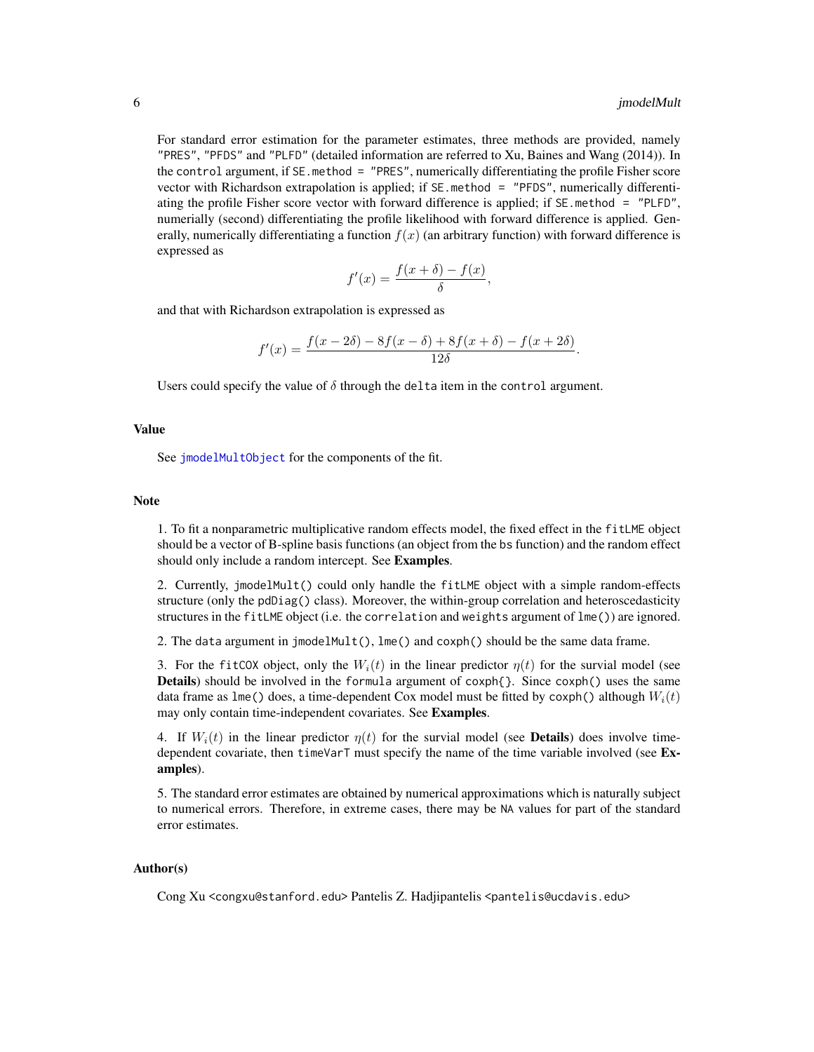For standard error estimation for the parameter estimates, three methods are provided, namely "PRES", "PFDS" and "PLFD" (detailed information are referred to Xu, Baines and Wang (2014)). In the `control` argument, if `SE.method = "PRES"`, numerically differentiating the profile Fisher score vector with Richardson extrapolation is applied; if `SE.method = "PFDS"`, numerically differentiating the profile Fisher score vector with forward difference is applied; if `SE.method = "PLFD"`, numerially (second) differentiating the profile likelihood with forward difference is applied. Generally, numerically differentiating a function $f(x)$ (an arbitrary function) with forward difference is expressed as

$$f'(x) = \frac{f(x+\delta) - f(x)}{\delta},$$

and that with Richardson extrapolation is expressed as

$$f'(x) = \frac{f(x-2\delta) - 8f(x-\delta) + 8f(x+\delta) - f(x+2\delta)}{12\delta}.$$

Users could specify the value of $\delta$ through the `delta` item in the `control` argument.

## Value

See `jmodelMultObject` for the components of the fit.

## Note

1. To fit a nonparametric multiplicative random effects model, the fixed effect in the `fitLME` object should be a vector of B-spline basis functions (an object from the `bs` function) and the random effect should only include a random intercept. See **Examples**.

2. Currently, `jmodelMult()` could only handle the `fitLME` object with a simple random-effects structure (only the `pdDiag()` class). Moreover, the within-group correlation and heteroscedasticity structures in the `fitLME` object (i.e. the `correlation` and `weights` argument of `lme()`) are ignored.

2. The `data` argument in `jmodelMult()`, `lme()` and `coxph()` should be the same data frame.

3. For the `fitCOX` object, only the $W_i(t)$ in the linear predictor $\eta(t)$ for the survial model (see **Details**) should be involved in the `formula` argument of `coxph{}`. Since `coxph()` uses the same data frame as `lme()` does, a time-dependent Cox model must be fitted by `coxph()` although $W_i(t)$ may only contain time-independent covariates. See **Examples**.

4. If $W_i(t)$ in the linear predictor $\eta(t)$ for the survial model (see **Details**) does involve time-dependent covariate, then `timeVarT` must specify the name of the time variable involved (see **Examples**).

5. The standard error estimates are obtained by numerical approximations which is naturally subject to numerical errors. Therefore, in extreme cases, there may be `NA` values for part of the standard error estimates.

## Author(s)

Cong Xu <congxu@stanford.edu> Pantelis Z. Hadjipantelis <pantelis@ucdavis.edu>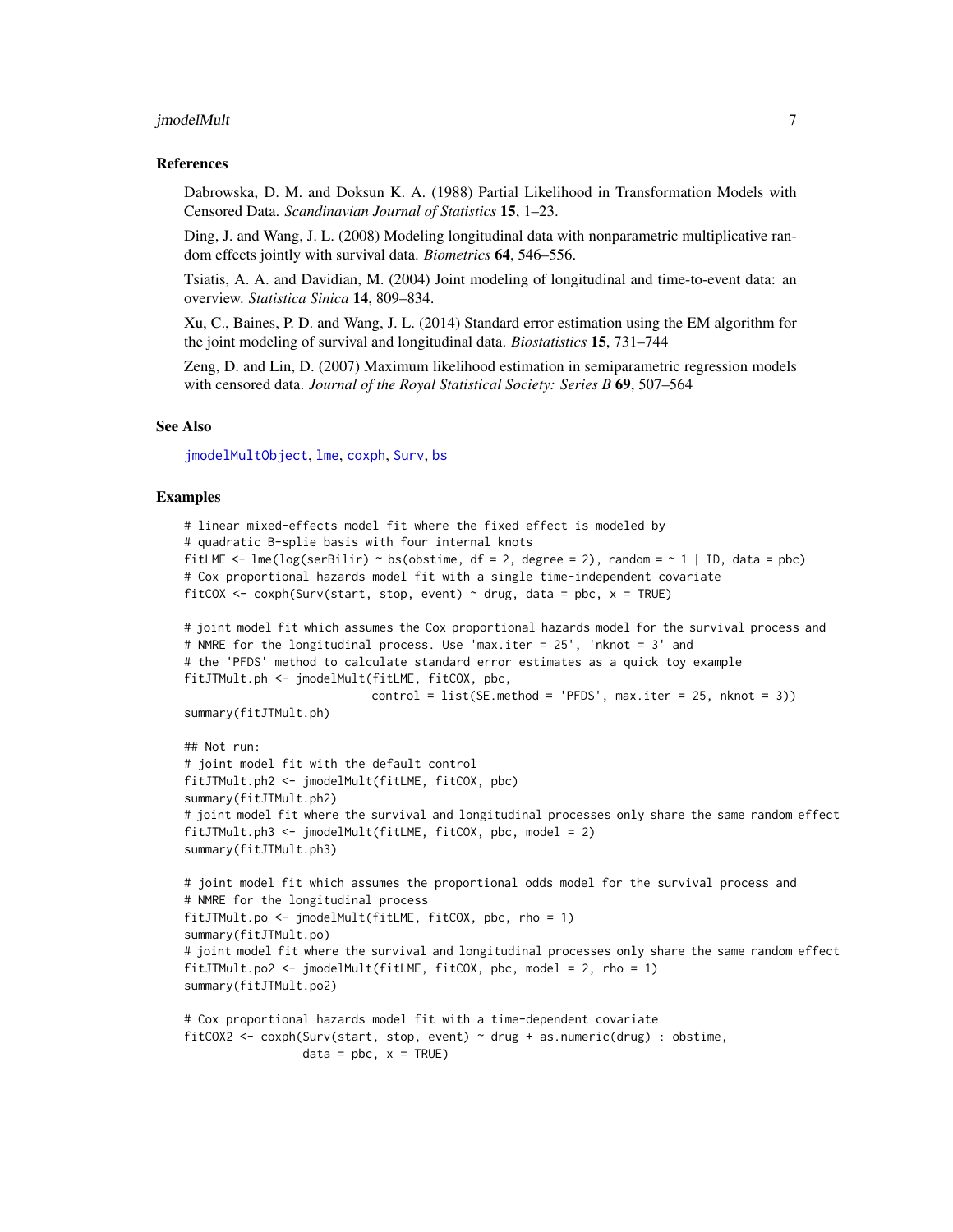## References

Dabrowska, D. M. and Doksun K. A. (1988) Partial Likelihood in Transformation Models with Censored Data. *Scandinavian Journal of Statistics* **15**, 1–23.

Ding, J. and Wang, J. L. (2008) Modeling longitudinal data with nonparametric multiplicative random effects jointly with survival data. *Biometrics* **64**, 546–556.

Tsiatis, A. A. and Davidian, M. (2004) Joint modeling of longitudinal and time-to-event data: an overview. *Statistica Sinica* **14**, 809–834.

Xu, C., Baines, P. D. and Wang, J. L. (2014) Standard error estimation using the EM algorithm for the joint modeling of survival and longitudinal data. *Biostatistics* **15**, 731–744

Zeng, D. and Lin, D. (2007) Maximum likelihood estimation in semiparametric regression models with censored data. *Journal of the Royal Statistical Society: Series B* **69**, 507–564

## See Also

jmodelMultObject, lme, coxph, Surv, bs

## Examples

```
# linear mixed-effects model fit where the fixed effect is modeled by
# quadratic B-splie basis with four internal knots
fitLME <- lme(log(serBilir) ~ bs(obstime, df = 2, degree = 2), random = ~ 1 | ID, data = pbc)
# Cox proportional hazards model fit with a single time-independent covariate
fitCOX <- coxph(Surv(start, stop, event) ~ drug, data = pbc, x = TRUE)

# joint model fit which assumes the Cox proportional hazards model for the survival process and
# NMRE for the longitudinal process. Use 'max.iter = 25', 'nknot = 3' and
# the 'PFDS' method to calculate standard error estimates as a quick toy example
fitJTMult.ph <- jmodelMult(fitLME, fitCOX, pbc,
                           control = list(SE.method = 'PFDS', max.iter = 25, nknot = 3))
summary(fitJTMult.ph)

## Not run:
# joint model fit with the default control
fitJTMult.ph2 <- jmodelMult(fitLME, fitCOX, pbc)
summary(fitJTMult.ph2)
# joint model fit where the survival and longitudinal processes only share the same random effect
fitJTMult.ph3 <- jmodelMult(fitLME, fitCOX, pbc, model = 2)
summary(fitJTMult.ph3)

# joint model fit which assumes the proportional odds model for the survival process and
# NMRE for the longitudinal process
fitJTMult.po <- jmodelMult(fitLME, fitCOX, pbc, rho = 1)
summary(fitJTMult.po)
# joint model fit where the survival and longitudinal processes only share the same random effect
fitJTMult.po2 <- jmodelMult(fitLME, fitCOX, pbc, model = 2, rho = 1)
summary(fitJTMult.po2)

# Cox proportional hazards model fit with a time-dependent covariate
fitCOX2 <- coxph(Surv(start, stop, event) ~ drug + as.numeric(drug) : obstime,
                 data = pbc, x = TRUE)
```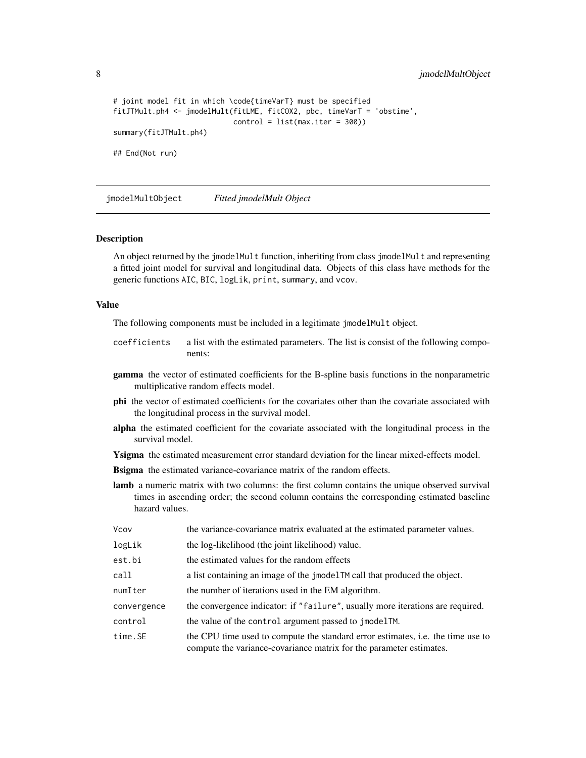```
# joint model fit in which \code{timeVarT} must be specified
fitJTMult.ph4 <- jmodelMult(fitLME, fitCOX2, pbc, timeVarT = 'obstime',
                            control = list(max.iter = 300))
summary(fitJTMult.ph4)

## End(Not run)
```

## jmodelMultObject    *Fitted jmodelMult Object*

### Description

An object returned by the `jmodelMult` function, inheriting from class `jmodelMult` and representing a fitted joint model for survival and longitudinal data. Objects of this class have methods for the generic functions `AIC`, `BIC`, `logLik`, `print`, `summary`, and `vcov`.

### Value

The following components must be included in a legitimate `jmodelMult` object.

`coefficients` a list with the estimated parameters. The list is consist of the following components:

- **gamma** the vector of estimated coefficients for the B-spline basis functions in the nonparametric multiplicative random effects model.
- **phi** the vector of estimated coefficients for the covariates other than the covariate associated with the longitudinal process in the survival model.
- **alpha** the estimated coefficient for the covariate associated with the longitudinal process in the survival model.
- **Ysigma** the estimated measurement error standard deviation for the linear mixed-effects model.
- **Bsigma** the estimated variance-covariance matrix of the random effects.
- **lamb** a numeric matrix with two columns: the first column contains the unique observed survival times in ascending order; the second column contains the corresponding estimated baseline hazard values.

`Vcov` the variance-covariance matrix evaluated at the estimated parameter values.

`logLik` the log-likelihood (the joint likelihood) value.

`est.bi` the estimated values for the random effects

`call` a list containing an image of the `jmodelTM` call that produced the object.

`numIter` the number of iterations used in the EM algorithm.

`convergence` the convergence indicator: if `"failure"`, usually more iterations are required.

`control` the value of the `control` argument passed to `jmodelTM`.

`time.SE` the CPU time used to compute the standard error estimates, i.e. the time use to compute the variance-covariance matrix for the parameter estimates.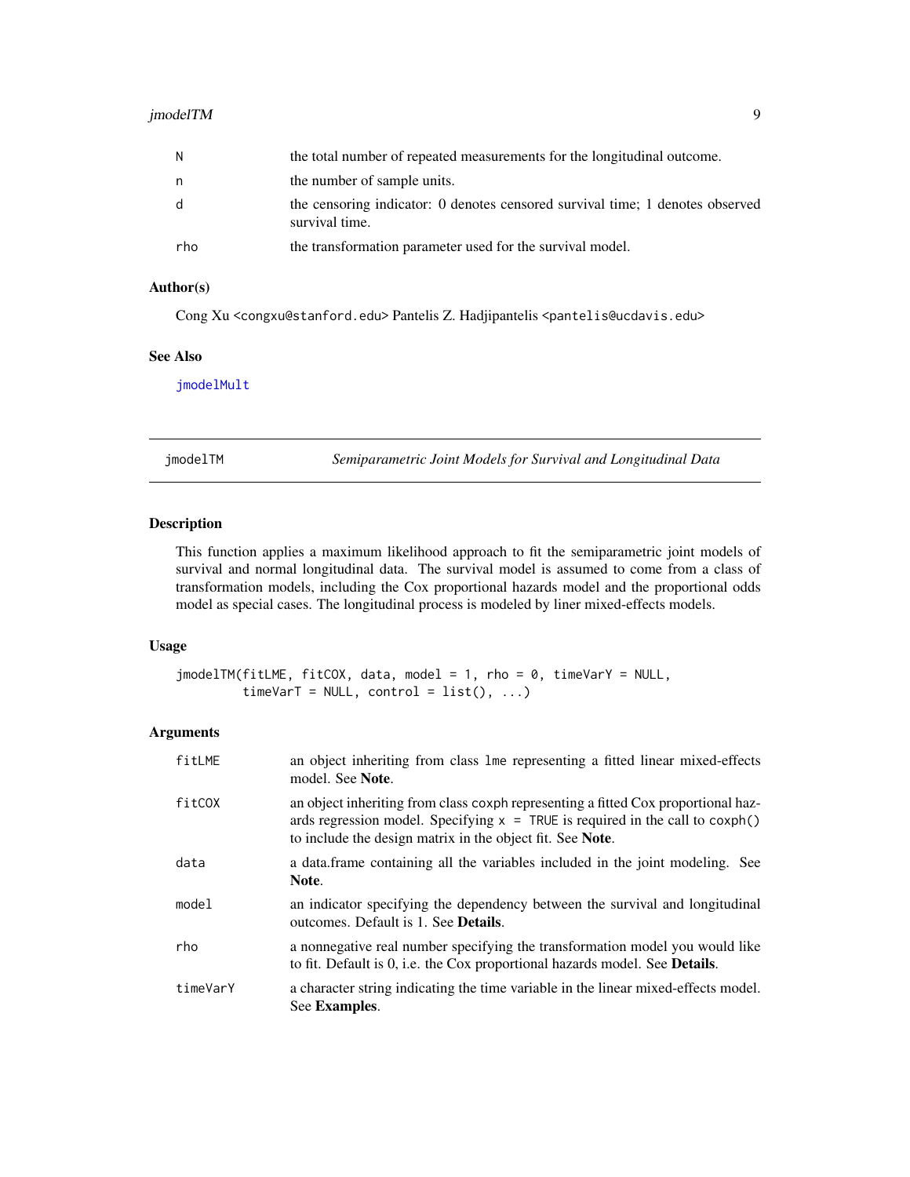| | |
|---|---|
| N | the total number of repeated measurements for the longitudinal outcome. |
| n | the number of sample units. |
| d | the censoring indicator: 0 denotes censored survival time; 1 denotes observed survival time. |
| rho | the transformation parameter used for the survival model. |

### Author(s)

Cong Xu <congxu@stanford.edu> Pantelis Z. Hadjipantelis <pantelis@ucdavis.edu>

### See Also

jmodelMult

---

## jmodelTM — *Semiparametric Joint Models for Survival and Longitudinal Data*

### Description

This function applies a maximum likelihood approach to fit the semiparametric joint models of survival and normal longitudinal data. The survival model is assumed to come from a class of transformation models, including the Cox proportional hazards model and the proportional odds model as special cases. The longitudinal process is modeled by liner mixed-effects models.

### Usage

```
jmodelTM(fitLME, fitCOX, data, model = 1, rho = 0, timeVarY = NULL,
         timeVarT = NULL, control = list(), ...)
```

### Arguments

| | |
|---|---|
| fitLME | an object inheriting from class lme representing a fitted linear mixed-effects model. See **Note**. |
| fitCOX | an object inheriting from class coxph representing a fitted Cox proportional hazards regression model. Specifying x = TRUE is required in the call to coxph() to include the design matrix in the object fit. See **Note**. |
| data | a data.frame containing all the variables included in the joint modeling. See **Note**. |
| model | an indicator specifying the dependency between the survival and longitudinal outcomes. Default is 1. See **Details**. |
| rho | a nonnegative real number specifying the transformation model you would like to fit. Default is 0, i.e. the Cox proportional hazards model. See **Details**. |
| timeVarY | a character string indicating the time variable in the linear mixed-effects model. See **Examples**. |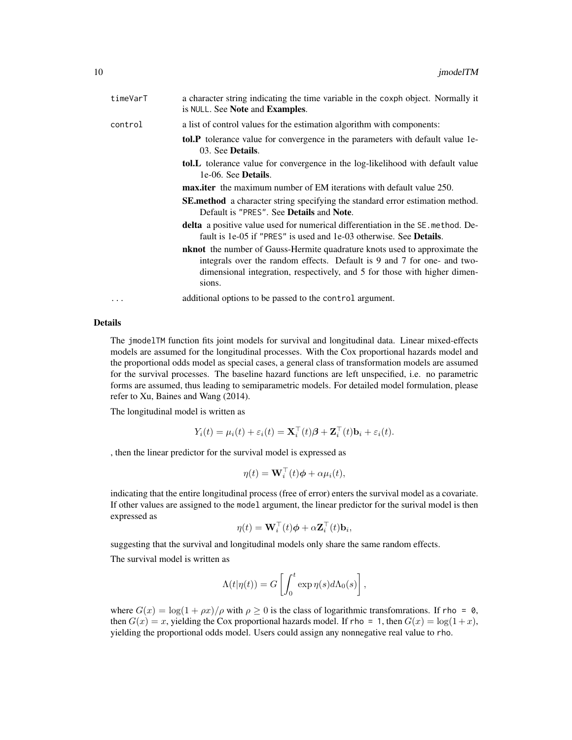`timeVarT` a character string indicating the time variable in the `coxph` object. Normally it is `NULL`. See **Note** and **Examples**.

`control` a list of control values for the estimation algorithm with components:

- **tol.P** tolerance value for convergence in the parameters with default value 1e-03. See **Details**.
- **tol.L** tolerance value for convergence in the log-likelihood with default value 1e-06. See **Details**.
- **max.iter** the maximum number of EM iterations with default value 250.
- **SE.method** a character string specifying the standard error estimation method. Default is `"PRES"`. See **Details** and **Note**.
- **delta** a positive value used for numerical differentiation in the `SE.method`. Default is 1e-05 if `"PRES"` is used and 1e-03 otherwise. See **Details**.
- **nknot** the number of Gauss-Hermite quadrature knots used to approximate the integrals over the random effects. Default is 9 and 7 for one- and two-dimensional integration, respectively, and 5 for those with higher dimensions.

`...` additional options to be passed to the `control` argument.

## Details

The `jmodelTM` function fits joint models for survival and longitudinal data. Linear mixed-effects models are assumed for the longitudinal processes. With the Cox proportional hazards model and the proportional odds model as special cases, a general class of transformation models are assumed for the survival processes. The baseline hazard functions are left unspecified, i.e. no parametric forms are assumed, thus leading to semiparametric models. For detailed model formulation, please refer to Xu, Baines and Wang (2014).

The longitudinal model is written as

$$Y_i(t) = \mu_i(t) + \varepsilon_i(t) = \mathbf{X}_i^\top(t)\boldsymbol{\beta} + \mathbf{Z}_i^\top(t)\mathbf{b}_i + \varepsilon_i(t).$$

, then the linear predictor for the survival model is expressed as

$$\eta(t) = \mathbf{W}_i^\top(t)\boldsymbol{\phi} + \alpha\mu_i(t),$$

indicating that the entire longitudinal process (free of error) enters the survival model as a covariate. If other values are assigned to the `model` argument, the linear predictor for the surival model is then expressed as

$$\eta(t) = \mathbf{W}_i^\top(t)\boldsymbol{\phi} + \alpha\mathbf{Z}_i^\top(t)\mathbf{b}_i,$$

suggesting that the survival and longitudinal models only share the same random effects.

The survival model is written as

$$\Lambda(t|\eta(t)) = G\left[\int_0^t \exp\eta(s)d\Lambda_0(s)\right],$$

where $G(x) = \log(1 + \rho x)/\rho$ with $\rho \geq 0$ is the class of logarithmic transfomrations. If `rho = 0`, then $G(x) = x$, yielding the Cox proportional hazards model. If `rho = 1`, then $G(x) = \log(1+x)$, yielding the proportional odds model. Users could assign any nonnegative real value to `rho`.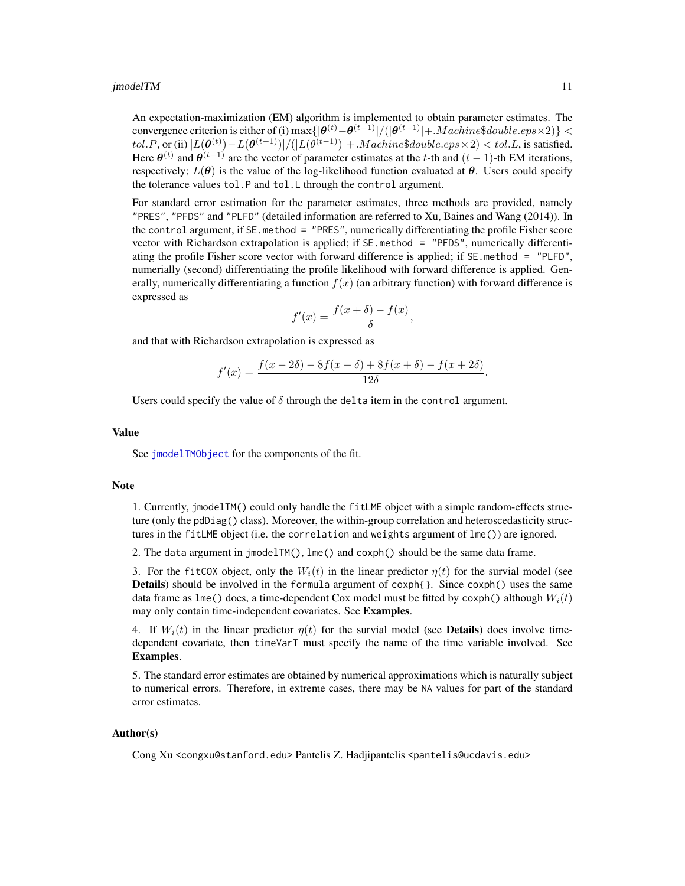An expectation-maximization (EM) algorithm is implemented to obtain parameter estimates. The convergence criterion is either of (i) $\max\{|\boldsymbol{\theta}^{(t)} - \boldsymbol{\theta}^{(t-1)}|/(|\boldsymbol{\theta}^{(t-1)}| + .Machine\$double.eps \times 2)\} < tol.P$, or (ii) $|L(\boldsymbol{\theta}^{(t)}) - L(\boldsymbol{\theta}^{(t-1)})|/(|L(\theta^{(t-1)})| + .Machine\$double.eps \times 2) < tol.L$, is satisfied. Here $\boldsymbol{\theta}^{(t)}$ and $\boldsymbol{\theta}^{(t-1)}$ are the vector of parameter estimates at the $t$-th and $(t-1)$-th EM iterations, respectively; $L(\boldsymbol{\theta})$ is the value of the log-likelihood function evaluated at $\boldsymbol{\theta}$. Users could specify the tolerance values `tol.P` and `tol.L` through the `control` argument.

For standard error estimation for the parameter estimates, three methods are provided, namely `"PRES"`, `"PFDS"` and `"PLFD"` (detailed information are referred to Xu, Baines and Wang (2014)). In the `control` argument, if `SE.method = "PRES"`, numerically differentiating the profile Fisher score vector with Richardson extrapolation is applied; if `SE.method = "PFDS"`, numerically differentiating the profile Fisher score vector with forward difference is applied; if `SE.method = "PLFD"`, numerially (second) differentiating the profile likelihood with forward difference is applied. Generally, numerically differentiating a function $f(x)$ (an arbitrary function) with forward difference is expressed as

$$f'(x) = \frac{f(x+\delta) - f(x)}{\delta},$$

and that with Richardson extrapolation is expressed as

$$f'(x) = \frac{f(x-2\delta) - 8f(x-\delta) + 8f(x+\delta) - f(x+2\delta)}{12\delta}.$$

Users could specify the value of $\delta$ through the `delta` item in the `control` argument.

## Value

See `jmodelTMObject` for the components of the fit.

## Note

1. Currently, `jmodelTM()` could only handle the `fitLME` object with a simple random-effects structure (only the `pdDiag()` class). Moreover, the within-group correlation and heteroscedasticity structures in the `fitLME` object (i.e. the `correlation` and `weights` argument of `lme()`) are ignored.

2. The `data` argument in `jmodelTM()`, `lme()` and `coxph()` should be the same data frame.

3. For the `fitCOX` object, only the $W_i(t)$ in the linear predictor $\eta(t)$ for the survial model (see **Details**) should be involved in the `formula` argument of `coxph{}`. Since `coxph()` uses the same data frame as `lme()` does, a time-dependent Cox model must be fitted by `coxph()` although $W_i(t)$ may only contain time-independent covariates. See **Examples**.

4. If $W_i(t)$ in the linear predictor $\eta(t)$ for the survial model (see **Details**) does involve time-dependent covariate, then `timeVarT` must specify the name of the time variable involved. See **Examples**.

5. The standard error estimates are obtained by numerical approximations which is naturally subject to numerical errors. Therefore, in extreme cases, there may be `NA` values for part of the standard error estimates.

## Author(s)

Cong Xu <congxu@stanford.edu> Pantelis Z. Hadjipantelis <pantelis@ucdavis.edu>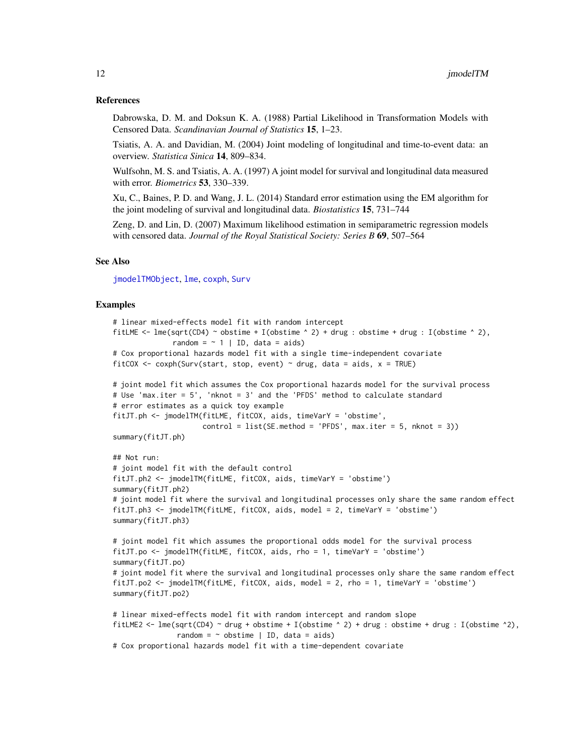### References

Dabrowska, D. M. and Doksun K. A. (1988) Partial Likelihood in Transformation Models with Censored Data. *Scandinavian Journal of Statistics* **15**, 1–23.

Tsiatis, A. A. and Davidian, M. (2004) Joint modeling of longitudinal and time-to-event data: an overview. *Statistica Sinica* **14**, 809–834.

Wulfsohn, M. S. and Tsiatis, A. A. (1997) A joint model for survival and longitudinal data measured with error. *Biometrics* **53**, 330–339.

Xu, C., Baines, P. D. and Wang, J. L. (2014) Standard error estimation using the EM algorithm for the joint modeling of survival and longitudinal data. *Biostatistics* **15**, 731–744

Zeng, D. and Lin, D. (2007) Maximum likelihood estimation in semiparametric regression models with censored data. *Journal of the Royal Statistical Society: Series B* **69**, 507–564

### See Also

jmodelTMObject, lme, coxph, Surv

### Examples

```
# linear mixed-effects model fit with random intercept
fitLME <- lme(sqrt(CD4) ~ obstime + I(obstime ^ 2) + drug : obstime + drug : I(obstime ^ 2),
              random = ~ 1 | ID, data = aids)
# Cox proportional hazards model fit with a single time-independent covariate
fitCOX <- coxph(Surv(start, stop, event) ~ drug, data = aids, x = TRUE)

# joint model fit which assumes the Cox proportional hazards model for the survival process
# Use 'max.iter = 5', 'nknot = 3' and the 'PFDS' method to calculate standard
# error estimates as a quick toy example
fitJT.ph <- jmodelTM(fitLME, fitCOX, aids, timeVarY = 'obstime',
                     control = list(SE.method = 'PFDS', max.iter = 5, nknot = 3))
summary(fitJT.ph)

## Not run:
# joint model fit with the default control
fitJT.ph2 <- jmodelTM(fitLME, fitCOX, aids, timeVarY = 'obstime')
summary(fitJT.ph2)
# joint model fit where the survival and longitudinal processes only share the same random effect
fitJT.ph3 <- jmodelTM(fitLME, fitCOX, aids, model = 2, timeVarY = 'obstime')
summary(fitJT.ph3)

# joint model fit which assumes the proportional odds model for the survival process
fitJT.po <- jmodelTM(fitLME, fitCOX, aids, rho = 1, timeVarY = 'obstime')
summary(fitJT.po)
# joint model fit where the survival and longitudinal processes only share the same random effect
fitJT.po2 <- jmodelTM(fitLME, fitCOX, aids, model = 2, rho = 1, timeVarY = 'obstime')
summary(fitJT.po2)

# linear mixed-effects model fit with random intercept and random slope
fitLME2 <- lme(sqrt(CD4) ~ drug + obstime + I(obstime ^ 2) + drug : obstime + drug : I(obstime ^2),
               random = ~ obstime | ID, data = aids)
# Cox proportional hazards model fit with a time-dependent covariate
```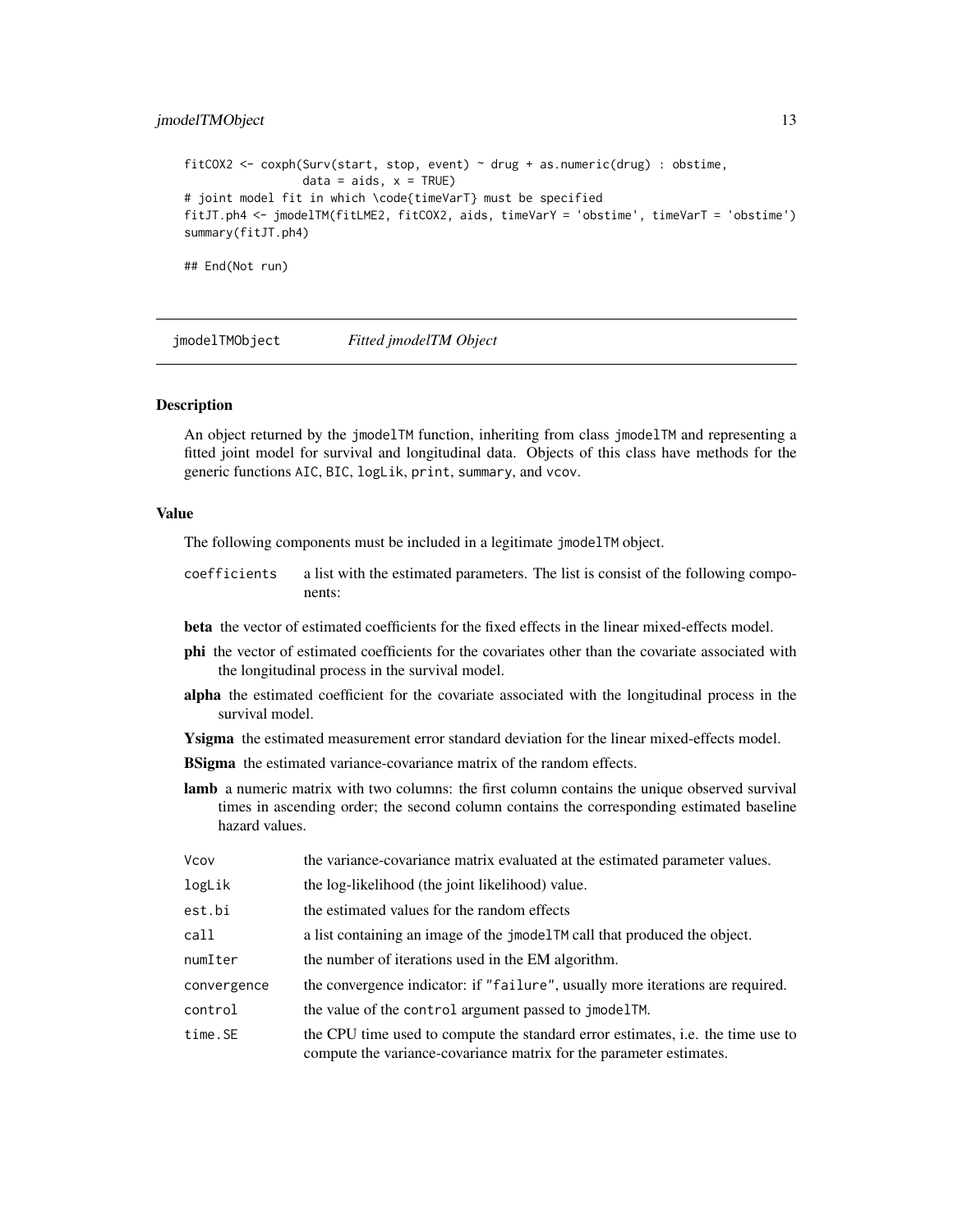```
fitCOX2 <- coxph(Surv(start, stop, event) ~ drug + as.numeric(drug) : obstime,
                 data = aids, x = TRUE)
# joint model fit in which \code{timeVarT} must be specified
fitJT.ph4 <- jmodelTM(fitLME2, fitCOX2, aids, timeVarY = 'obstime', timeVarT = 'obstime')
summary(fitJT.ph4)

## End(Not run)
```

## jmodelTMObject — *Fitted jmodelTM Object*

### Description

An object returned by the `jmodelTM` function, inheriting from class `jmodelTM` and representing a fitted joint model for survival and longitudinal data. Objects of this class have methods for the generic functions `AIC`, `BIC`, `logLik`, `print`, `summary`, and `vcov`.

### Value

The following components must be included in a legitimate `jmodelTM` object.

`coefficients` a list with the estimated parameters. The list is consist of the following components:

- **beta** the vector of estimated coefficients for the fixed effects in the linear mixed-effects model.
- **phi** the vector of estimated coefficients for the covariates other than the covariate associated with the longitudinal process in the survival model.
- **alpha** the estimated coefficient for the covariate associated with the longitudinal process in the survival model.
- **Ysigma** the estimated measurement error standard deviation for the linear mixed-effects model.
- **BSigma** the estimated variance-covariance matrix of the random effects.
- **lamb** a numeric matrix with two columns: the first column contains the unique observed survival times in ascending order; the second column contains the corresponding estimated baseline hazard values.

`Vcov` the variance-covariance matrix evaluated at the estimated parameter values.

`logLik` the log-likelihood (the joint likelihood) value.

`est.bi` the estimated values for the random effects

`call` a list containing an image of the `jmodelTM` call that produced the object.

`numIter` the number of iterations used in the EM algorithm.

`convergence` the convergence indicator: if `"failure"`, usually more iterations are required.

`control` the value of the `control` argument passed to `jmodelTM`.

`time.SE` the CPU time used to compute the standard error estimates, i.e. the time use to compute the variance-covariance matrix for the parameter estimates.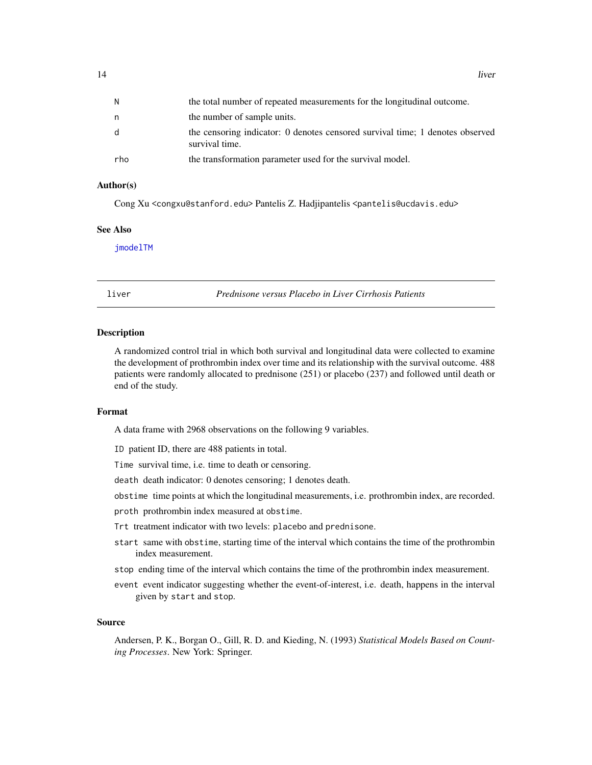| | |
|---|---|
| N | the total number of repeated measurements for the longitudinal outcome. |
| n | the number of sample units. |
| d | the censoring indicator: 0 denotes censored survival time; 1 denotes observed survival time. |
| rho | the transformation parameter used for the survival model. |

### Author(s)

Cong Xu <congxu@stanford.edu> Pantelis Z. Hadjipantelis <pantelis@ucdavis.edu>

### See Also

jmodelTM

---

## liver — *Prednisone versus Placebo in Liver Cirrhosis Patients*

### Description

A randomized control trial in which both survival and longitudinal data were collected to examine the development of prothrombin index over time and its relationship with the survival outcome. 488 patients were randomly allocated to prednisone (251) or placebo (237) and followed until death or end of the study.

### Format

A data frame with 2968 observations on the following 9 variables.

- `ID` patient ID, there are 488 patients in total.
- `Time` survival time, i.e. time to death or censoring.
- `death` death indicator: 0 denotes censoring; 1 denotes death.
- `obstime` time points at which the longitudinal measurements, i.e. prothrombin index, are recorded.
- `proth` prothrombin index measured at `obstime`.
- `Trt` treatment indicator with two levels: `placebo` and `prednisone`.
- `start` same with `obstime`, starting time of the interval which contains the time of the prothrombin index measurement.
- `stop` ending time of the interval which contains the time of the prothrombin index measurement.
- `event` event indicator suggesting whether the event-of-interest, i.e. death, happens in the interval given by `start` and `stop`.

### Source

Andersen, P. K., Borgan O., Gill, R. D. and Kieding, N. (1993) *Statistical Models Based on Counting Processes*. New York: Springer.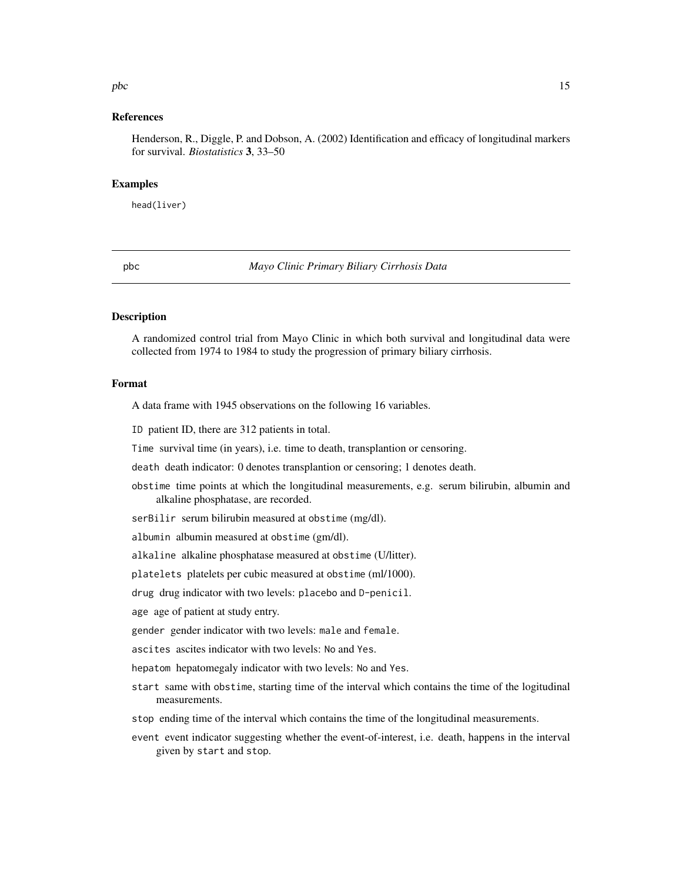## References

Henderson, R., Diggle, P. and Dobson, A. (2002) Identification and efficacy of longitudinal markers for survival. *Biostatistics* **3**, 33–50

## Examples

```
head(liver)
```

---

# pbc — *Mayo Clinic Primary Biliary Cirrhosis Data*

## Description

A randomized control trial from Mayo Clinic in which both survival and longitudinal data were collected from 1974 to 1984 to study the progression of primary biliary cirrhosis.

## Format

A data frame with 1945 observations on the following 16 variables.

- `ID` patient ID, there are 312 patients in total.
- `Time` survival time (in years), i.e. time to death, transplantion or censoring.
- `death` death indicator: 0 denotes transplantion or censoring; 1 denotes death.
- `obstime` time points at which the longitudinal measurements, e.g. serum bilirubin, albumin and alkaline phosphatase, are recorded.
- `serBilir` serum bilirubin measured at `obstime` (mg/dl).
- `albumin` albumin measured at `obstime` (gm/dl).
- `alkaline` alkaline phosphatase measured at `obstime` (U/litter).
- `platelets` platelets per cubic measured at `obstime` (ml/1000).
- `drug` drug indicator with two levels: `placebo` and `D-penicil`.
- `age` age of patient at study entry.
- `gender` gender indicator with two levels: `male` and `female`.
- `ascites` ascites indicator with two levels: `No` and `Yes`.
- `hepatom` hepatomegaly indicator with two levels: `No` and `Yes`.
- `start` same with `obstime`, starting time of the interval which contains the time of the logitudinal measurements.
- `stop` ending time of the interval which contains the time of the longitudinal measurements.
- `event` event indicator suggesting whether the event-of-interest, i.e. death, happens in the interval given by `start` and `stop`.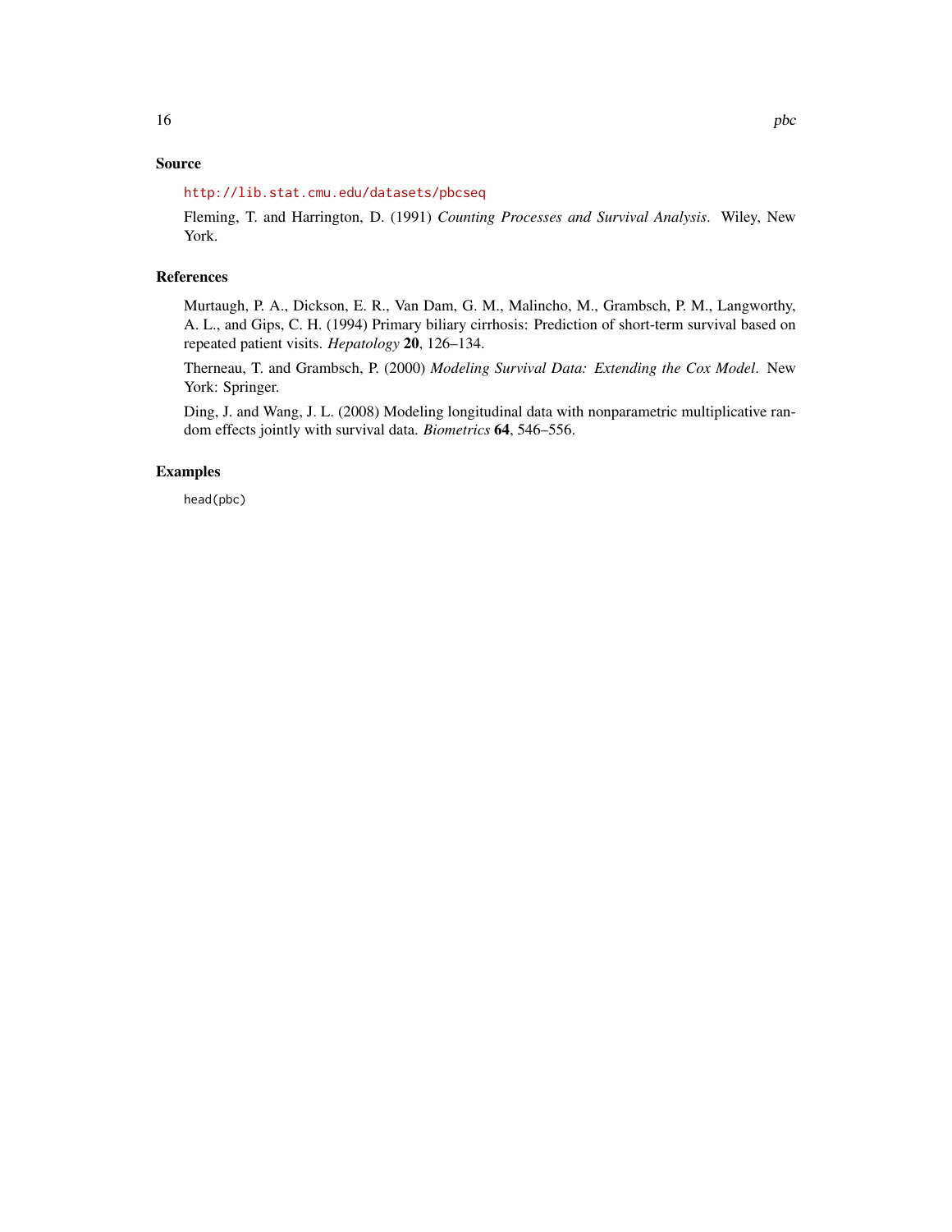## Source

http://lib.stat.cmu.edu/datasets/pbcseq

Fleming, T. and Harrington, D. (1991) *Counting Processes and Survival Analysis*. Wiley, New York.

## References

Murtaugh, P. A., Dickson, E. R., Van Dam, G. M., Malincho, M., Grambsch, P. M., Langworthy, A. L., and Gips, C. H. (1994) Primary biliary cirrhosis: Prediction of short-term survival based on repeated patient visits. *Hepatology* **20**, 126–134.

Therneau, T. and Grambsch, P. (2000) *Modeling Survival Data: Extending the Cox Model*. New York: Springer.

Ding, J. and Wang, J. L. (2008) Modeling longitudinal data with nonparametric multiplicative random effects jointly with survival data. *Biometrics* **64**, 546–556.

## Examples

```
head(pbc)
```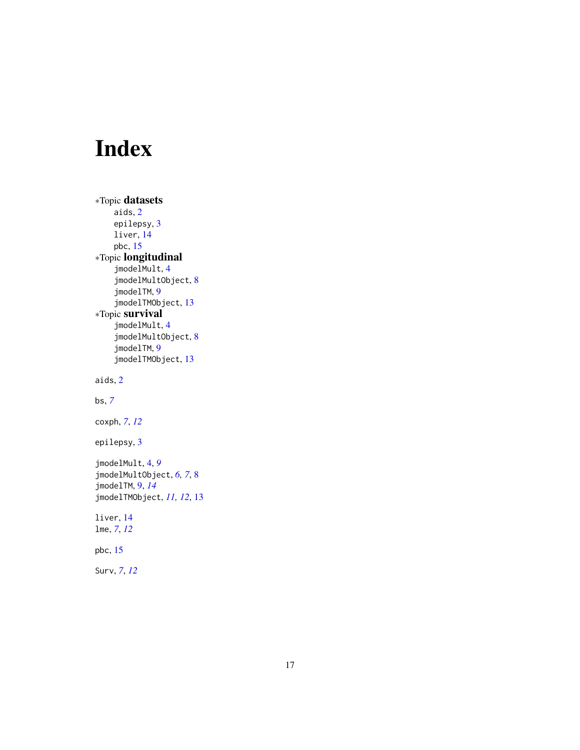# Index

∗Topic **datasets**
- aids, 2
- epilepsy, 3
- liver, 14
- pbc, 15

∗Topic **longitudinal**
- jmodelMult, 4
- jmodelMultObject, 8
- jmodelTM, 9
- jmodelTMObject, 13

∗Topic **survival**
- jmodelMult, 4
- jmodelMultObject, 8
- jmodelTM, 9
- jmodelTMObject, 13

aids, 2

bs, *7*

coxph, *7*, *12*

epilepsy, 3

jmodelMult, 4, *9*
jmodelMultObject, *6, 7*, 8
jmodelTM, 9, *14*
jmodelTMObject, *11, 12*, 13

liver, 14
lme, *7*, *12*

pbc, 15

Surv, *7*, *12*